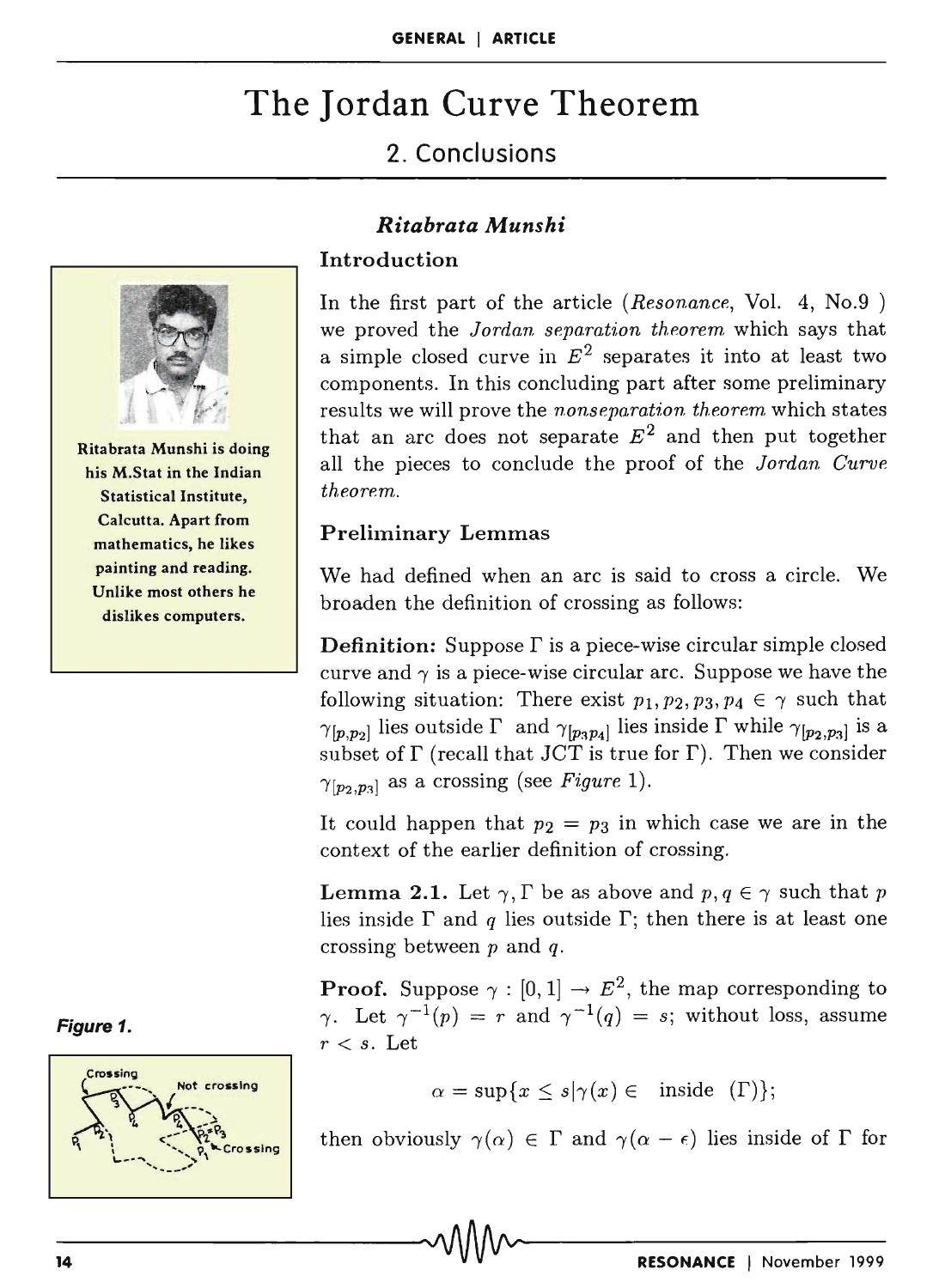# The Jordan Curve Theorem

## 2. Conclusions

***Ritabrata Munshi***

Ritabrata Munshi is doing his M.Stat in the Indian Statistical Institute, Calcutta. Apart from mathematics, he likes painting and reading. Unlike most others he dislikes computers.

### Introduction

In the first part of the article (*Resonance*, Vol. 4, No.9 ) we proved the *Jordan separation theorem* which says that a simple closed curve in $E^2$ separates it into at least two components. In this concluding part after some preliminary results we will prove the *nonseparation theorem* which states that an arc does not separate $E^2$ and then put together all the pieces to conclude the proof of the *Jordan Curve theorem*.

### Preliminary Lemmas

We had defined when an arc is said to cross a circle. We broaden the definition of crossing as follows:

**Definition:** Suppose $\Gamma$ is a piece-wise circular simple closed curve and $\gamma$ is a piece-wise circular arc. Suppose we have the following situation: There exist $p_1, p_2, p_3, p_4 \in \gamma$ such that $\gamma_{[p,p_2]}$ lies outside $\Gamma$ and $\gamma_{[p_3 p_4]}$ lies inside $\Gamma$ while $\gamma_{[p_2,p_3]}$ is a subset of $\Gamma$ (recall that JCT is true for $\Gamma$). Then we consider $\gamma_{[p_2,p_3]}$ as a crossing (see *Figure* 1).

It could happen that $p_2 = p_3$ in which case we are in the context of the earlier definition of crossing.

**Lemma 2.1.** Let $\gamma, \Gamma$ be as above and $p, q \in \gamma$ such that $p$ lies inside $\Gamma$ and $q$ lies outside $\Gamma$; then there is at least one crossing between $p$ and $q$.

**Proof.** Suppose $\gamma : [0, 1] \to E^2$, the map corresponding to $\gamma$. Let $\gamma^{-1}(p) = r$ and $\gamma^{-1}(q) = s$; without loss, assume $r < s$. Let

$$\alpha = \sup\{x \leq s | \gamma(x) \in \text{ inside } (\Gamma)\};$$

then obviously $\gamma(\alpha) \in \Gamma$ and $\gamma(\alpha - \epsilon)$ lies inside of $\Gamma$ for

***Figure 1.***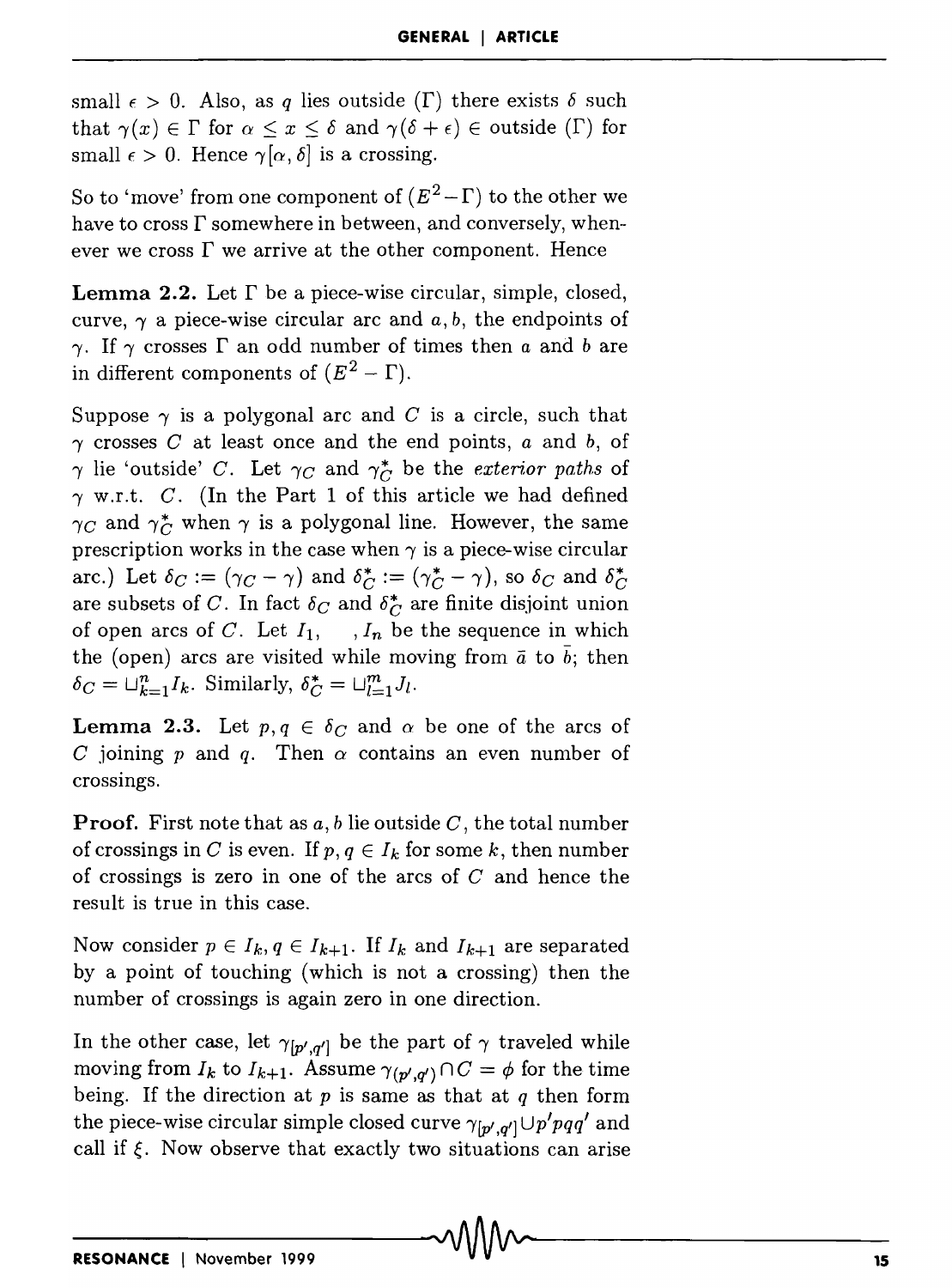small $\epsilon > 0$. Also, as $q$ lies outside $(\Gamma)$ there exists $\delta$ such that $\gamma(x) \in \Gamma$ for $\alpha \leq x \leq \delta$ and $\gamma(\delta + \epsilon) \in$ outside $(\Gamma)$ for small $\epsilon > 0$. Hence $\gamma[\alpha, \delta]$ is a crossing.

So to 'move' from one component of $(E^2 - \Gamma)$ to the other we have to cross $\Gamma$ somewhere in between, and conversely, whenever we cross $\Gamma$ we arrive at the other component. Hence

**Lemma 2.2.** Let $\Gamma$ be a piece-wise circular, simple, closed, curve, $\gamma$ a piece-wise circular arc and $a, b$, the endpoints of $\gamma$. If $\gamma$ crosses $\Gamma$ an odd number of times then $a$ and $b$ are in different components of $(E^2 - \Gamma)$.

Suppose $\gamma$ is a polygonal arc and $C$ is a circle, such that $\gamma$ crosses $C$ at least once and the end points, $a$ and $b$, of $\gamma$ lie 'outside' $C$. Let $\gamma_C$ and $\gamma_C^*$ be the *exterior paths* of $\gamma$ w.r.t. $C$. (In the Part 1 of this article we had defined $\gamma_C$ and $\gamma_C^*$ when $\gamma$ is a polygonal line. However, the same prescription works in the case when $\gamma$ is a piece-wise circular arc.) Let $\delta_C := (\gamma_C - \gamma)$ and $\delta_C^* := (\gamma_C^* - \gamma)$, so $\delta_C$ and $\delta_C^*$ are subsets of $C$. In fact $\delta_C$ and $\delta_C^*$ are finite disjoint union of open arcs of $C$. Let $I_1, \quad, I_n$ be the sequence in which the (open) arcs are visited while moving from $\bar{a}$ to $\bar{b}$; then $\delta_C = \sqcup_{k=1}^{n} I_k$. Similarly, $\delta_C^* = \sqcup_{l=1}^{m} J_l$.

**Lemma 2.3.** Let $p, q \in \delta_C$ and $\alpha$ be one of the arcs of $C$ joining $p$ and $q$. Then $\alpha$ contains an even number of crossings.

**Proof.** First note that as $a, b$ lie outside $C$, the total number of crossings in $C$ is even. If $p, q \in I_k$ for some $k$, then number of crossings is zero in one of the arcs of $C$ and hence the result is true in this case.

Now consider $p \in I_k, q \in I_{k+1}$. If $I_k$ and $I_{k+1}$ are separated by a point of touching (which is not a crossing) then the number of crossings is again zero in one direction.

In the other case, let $\gamma_{[p',q']}$ be the part of $\gamma$ traveled while moving from $I_k$ to $I_{k+1}$. Assume $\gamma_{(p',q')} \cap C = \phi$ for the time being. If the direction at $p$ is same as that at $q$ then form the piece-wise circular simple closed curve $\gamma_{[p',q']} \cup p'pqq'$ and call if $\xi$. Now observe that exactly two situations can arise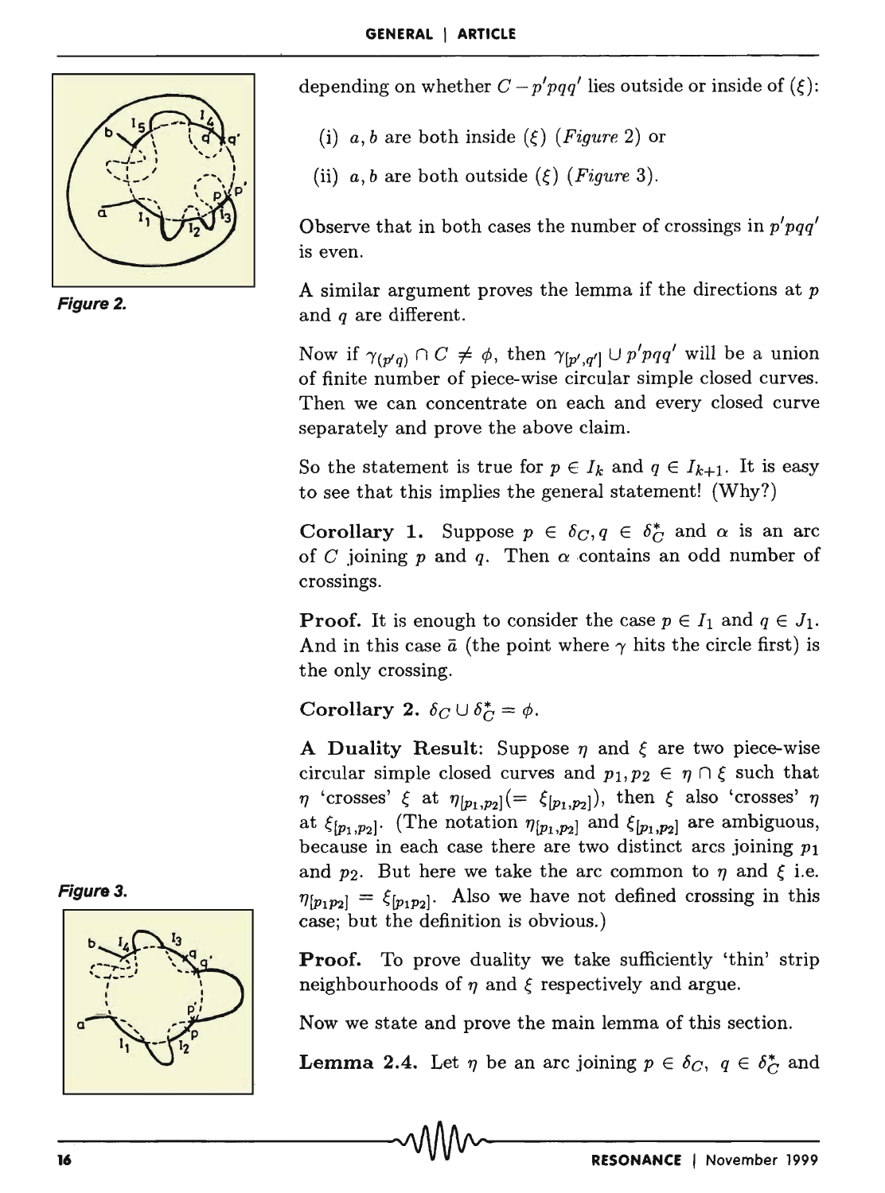depending on whether $C - p'pqq'$ lies outside or inside of $(\xi)$:

(i) $a, b$ are both inside $(\xi)$ (*Figure* 2) or

(ii) $a, b$ are both outside $(\xi)$ (*Figure* 3).

Observe that in both cases the number of crossings in $p'pqq'$ is even.

*Figure 2.*

A similar argument proves the lemma if the directions at $p$ and $q$ are different.

Now if $\gamma_{(p'q)} \cap C \neq \phi$, then $\gamma_{[p',q']} \cup p'pqq'$ will be a union of finite number of piece-wise circular simple closed curves. Then we can concentrate on each and every closed curve separately and prove the above claim.

So the statement is true for $p \in I_k$ and $q \in I_{k+1}$. It is easy to see that this implies the general statement! (Why?)

**Corollary 1.** Suppose $p \in \delta_C, q \in \delta_C^*$ and $\alpha$ is an arc of $C$ joining $p$ and $q$. Then $\alpha$ contains an odd number of crossings.

**Proof.** It is enough to consider the case $p \in I_1$ and $q \in J_1$. And in this case $\bar{a}$ (the point where $\gamma$ hits the circle first) is the only crossing.

**Corollary 2.** $\delta_C \cup \delta_C^* = \phi$.

**A Duality Result**: Suppose $\eta$ and $\xi$ are two piece-wise circular simple closed curves and $p_1, p_2 \in \eta \cap \xi$ such that $\eta$ 'crosses' $\xi$ at $\eta_{[p_1,p_2]}(= \xi_{[p_1,p_2]})$, then $\xi$ also 'crosses' $\eta$ at $\xi_{[p_1,p_2]}$. (The notation $\eta_{[p_1,p_2]}$ and $\xi_{[p_1,p_2]}$ are ambiguous, because in each case there are two distinct arcs joining $p_1$ and $p_2$. But here we take the arc common to $\eta$ and $\xi$ i.e. $\eta_{[p_1 p_2]} = \xi_{[p_1 p_2]}$. Also we have not defined crossing in this case; but the definition is obvious.)

*Figure 3.*

**Proof.** To prove duality we take sufficiently 'thin' strip neighbourhoods of $\eta$ and $\xi$ respectively and argue.

Now we state and prove the main lemma of this section.

**Lemma 2.4.** Let $\eta$ be an arc joining $p \in \delta_C$, $q \in \delta_C^*$ and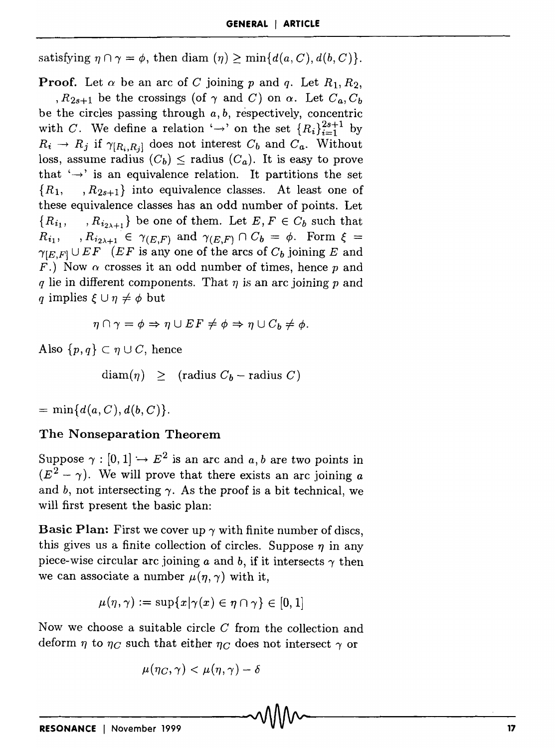satisfying $\eta \cap \gamma = \phi$, then diam $(\eta) \geq \min\{d(a, C), d(b, C)\}$.

**Proof.** Let $\alpha$ be an arc of $C$ joining $p$ and $q$. Let $R_1, R_2,$ $, R_{2s+1}$ be the crossings (of $\gamma$ and $C$) on $\alpha$. Let $C_a, C_b$ be the circles passing through $a, b$, respectively, concentric with $C$. We define a relation '$\rightarrow$' on the set $\{R_i\}_{i=1}^{2s+1}$ by $R_i \rightarrow R_j$ if $\gamma_{[R_i, R_j]}$ does not interest $C_b$ and $C_a$. Without loss, assume radius $(C_b) \leq$ radius $(C_a)$. It is easy to prove that '$\rightarrow$' is an equivalence relation. It partitions the set $\{R_1, \quad , R_{2s+1}\}$ into equivalence classes. At least one of these equivalence classes has an odd number of points. Let $\{R_{i_1}, \quad , R_{i_{2\lambda+1}}\}$ be one of them. Let $E, F \in C_b$ such that $R_{i_1}, \quad , R_{i_{2\lambda+1}} \in \gamma_{(E,F)}$ and $\gamma_{(E,F)} \cap C_b = \phi$. Form $\xi = \gamma_{[E,F]} \cup EF$ ($EF$ is any one of the arcs of $C_b$ joining $E$ and $F$.) Now $\alpha$ crosses it an odd number of times, hence $p$ and $q$ lie in different components. That $\eta$ is an arc joining $p$ and $q$ implies $\xi \cup \eta \neq \phi$ but

$$\eta \cap \gamma = \phi \Rightarrow \eta \cup EF \neq \phi \Rightarrow \eta \cup C_b \neq \phi.$$

Also $\{p, q\} \subset \eta \cup C$, hence

$$\text{diam}(\eta) \quad \geq \quad (\text{radius } C_b - \text{radius } C)$$

$= \min\{d(a, C), d(b, C)\}$.

### The Nonseparation Theorem

Suppose $\gamma : [0, 1] \hookrightarrow E^2$ is an arc and $a, b$ are two points in $(E^2 - \gamma)$. We will prove that there exists an arc joining $a$ and $b$, not intersecting $\gamma$. As the proof is a bit technical, we will first present the basic plan:

**Basic Plan:** First we cover up $\gamma$ with finite number of discs, this gives us a finite collection of circles. Suppose $\eta$ in any piece-wise circular arc joining $a$ and $b$, if it intersects $\gamma$ then we can associate a number $\mu(\eta, \gamma)$ with it,

$$\mu(\eta, \gamma) := \sup\{x | \gamma(x) \in \eta \cap \gamma\} \in [0, 1]$$

Now we choose a suitable circle $C$ from the collection and deform $\eta$ to $\eta_C$ such that either $\eta_C$ does not intersect $\gamma$ or

$$\mu(\eta_C, \gamma) < \mu(\eta, \gamma) - \delta$$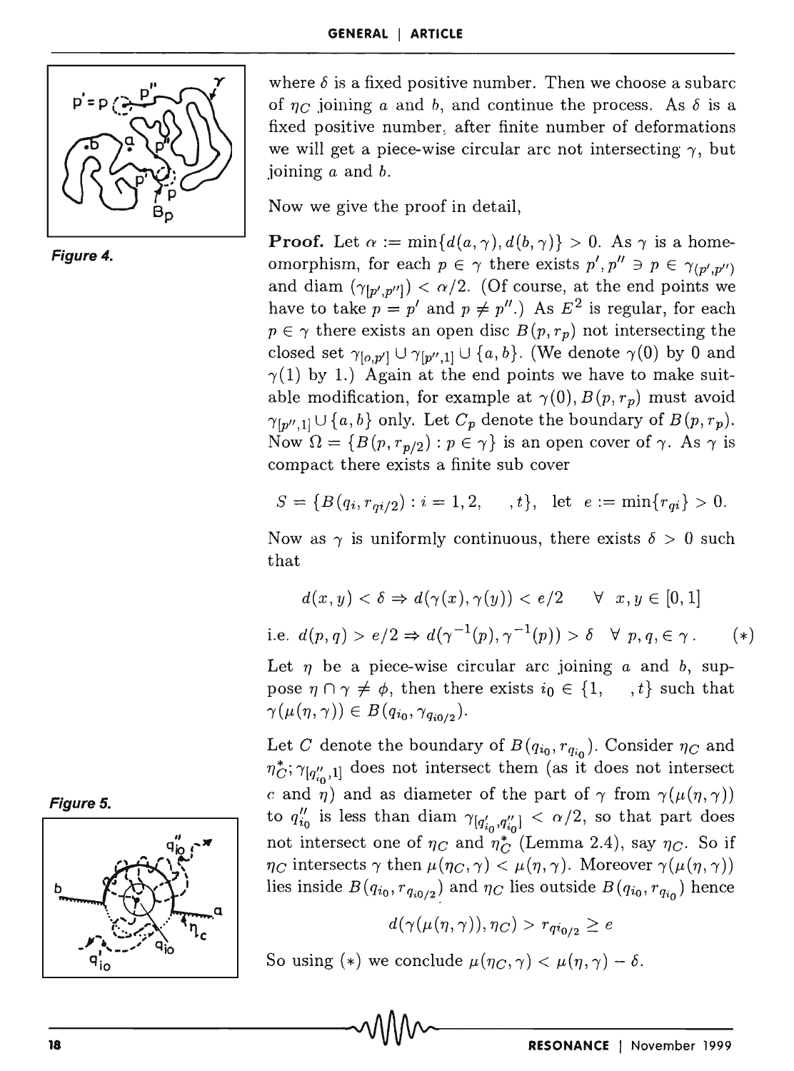Figure 4.

where $\delta$ is a fixed positive number. Then we choose a subarc of $\eta_C$ joining $a$ and $b$, and continue the process. As $\delta$ is a fixed positive number, after finite number of deformations we will get a piece-wise circular arc not intersecting $\gamma$, but joining $a$ and $b$.

Now we give the proof in detail,

**Proof.** Let $\alpha := \min\{d(a,\gamma), d(b,\gamma)\} > 0$. As $\gamma$ is a homeomorphism, for each $p \in \gamma$ there exists $p', p'' \ni p \in \gamma_{(p',p'')}$ and diam $(\gamma_{[p',p'']}) < \alpha/2$. (Of course, at the end points we have to take $p = p'$ and $p \neq p''$.) As $E^2$ is regular, for each $p \in \gamma$ there exists an open disc $B(p, r_p)$ not intersecting the closed set $\gamma_{[o,p']} \cup \gamma_{[p'',1]} \cup \{a, b\}$. (We denote $\gamma(0)$ by 0 and $\gamma(1)$ by 1.) Again at the end points we have to make suitable modification, for example at $\gamma(0)$, $B(p, r_p)$ must avoid $\gamma_{[p'',1]} \cup \{a, b\}$ only. Let $C_p$ denote the boundary of $B(p, r_p)$. Now $\Omega = \{B(p, r_{p/2}) : p \in \gamma\}$ is an open cover of $\gamma$. As $\gamma$ is compact there exists a finite sub cover

$$S = \{B(q_i, r_{qi/2}) : i = 1, 2, \quad , t\}, \text{ let } e := \min\{r_{qi}\} > 0.$$

Now as $\gamma$ is uniformly continuous, there exists $\delta > 0$ such that

$$d(x,y) < \delta \Rightarrow d(\gamma(x), \gamma(y)) < e/2 \quad \forall \ x, y \in [0,1]$$

$$\text{i.e. } d(p,q) > e/2 \Rightarrow d(\gamma^{-1}(p), \gamma^{-1}(p)) > \delta \ \ \forall \ p, q, \in \gamma\,. \qquad (*)$$

Let $\eta$ be a piece-wise circular arc joining $a$ and $b$, suppose $\eta \cap \gamma \neq \phi$, then there exists $i_0 \in \{1, \quad , t\}$ such that $\gamma(\mu(\eta,\gamma)) \in B(q_{i_0}, \gamma_{q_{i0/2}})$.

Let $C$ denote the boundary of $B(q_{i_0}, r_{q_{i_0}})$. Consider $\eta_C$ and $\eta_C^*$; $\gamma_{[q''_{i_0},1]}$ does not intersect them (as it does not intersect $c$ and $\eta$) and as diameter of the part of $\gamma$ from $\gamma(\mu(\eta,\gamma))$ to $q''_{i_0}$ is less than diam $\gamma_{[q'_{i_0}, q''_{i_0}]} < \alpha/2$, so that part does not intersect one of $\eta_C$ and $\eta_C^*$ (Lemma 2.4), say $\eta_C$. So if $\eta_C$ intersects $\gamma$ then $\mu(\eta_C, \gamma) < \mu(\eta, \gamma)$. Moreover $\gamma(\mu(\eta,\gamma))$ lies inside $B(q_{i_0}, r_{q_{i0/2}})$ and $\eta_C$ lies outside $B(q_{i_0}, r_{q_{i_0}})$ hence

$$d(\gamma(\mu(\eta,\gamma)), \eta_C) > r_{q_{i0/2}} \geq e$$

So using $(*)$ we conclude $\mu(\eta_C, \gamma) < \mu(\eta, \gamma) - \delta$.

Figure 5.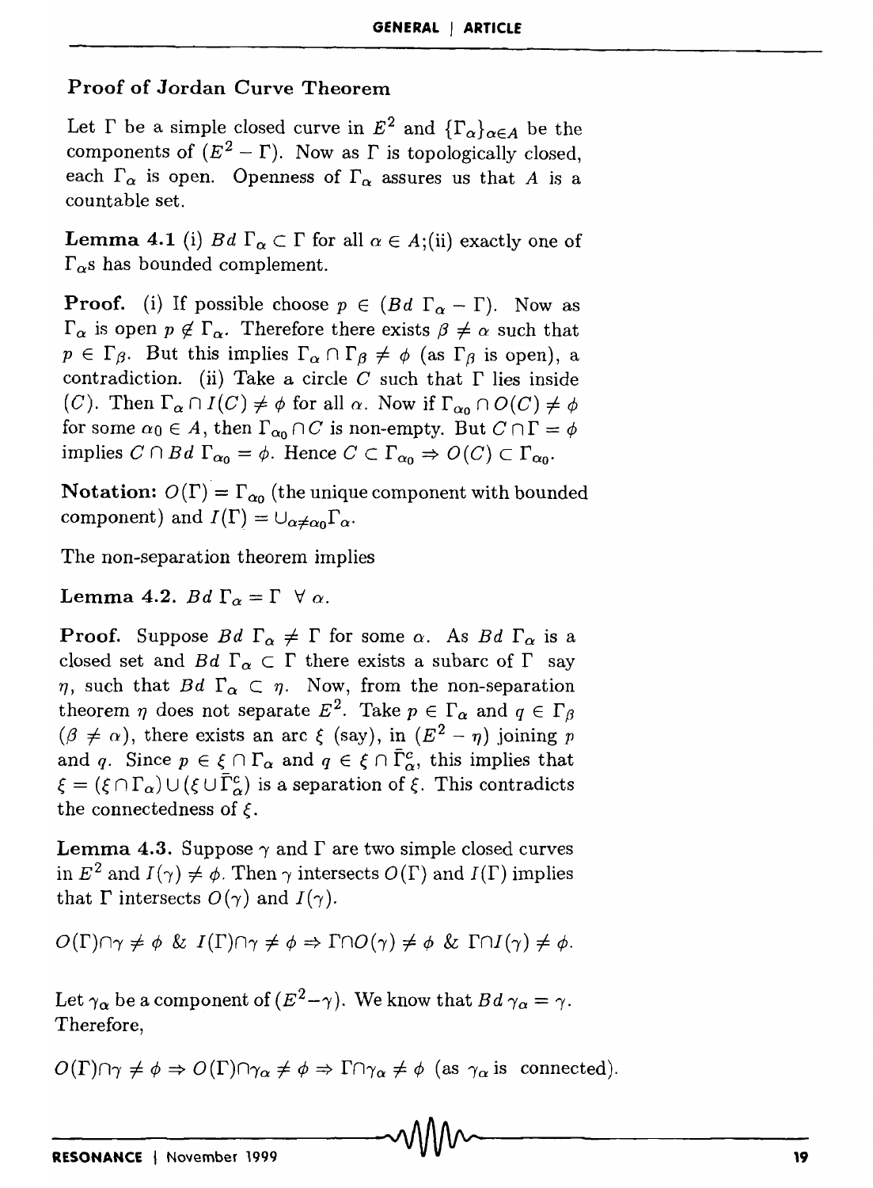## Proof of Jordan Curve Theorem

Let $\Gamma$ be a simple closed curve in $E^2$ and $\{\Gamma_\alpha\}_{\alpha \in A}$ be the components of $(E^2 - \Gamma)$. Now as $\Gamma$ is topologically closed, each $\Gamma_\alpha$ is open. Openness of $\Gamma_\alpha$ assures us that $A$ is a countable set.

**Lemma 4.1** (i) $Bd\ \Gamma_\alpha \subset \Gamma$ for all $\alpha \in A$;(ii) exactly one of $\Gamma_\alpha$s has bounded complement.

**Proof.** (i) If possible choose $p \in (Bd\ \Gamma_\alpha - \Gamma)$. Now as $\Gamma_\alpha$ is open $p \notin \Gamma_\alpha$. Therefore there exists $\beta \neq \alpha$ such that $p \in \Gamma_\beta$. But this implies $\Gamma_\alpha \cap \Gamma_\beta \neq \phi$ (as $\Gamma_\beta$ is open), a contradiction. (ii) Take a circle $C$ such that $\Gamma$ lies inside $(C)$. Then $\Gamma_\alpha \cap I(C) \neq \phi$ for all $\alpha$. Now if $\Gamma_{\alpha_0} \cap O(C) \neq \phi$ for some $\alpha_0 \in A$, then $\Gamma_{\alpha_0} \cap C$ is non-empty. But $C \cap \Gamma = \phi$ implies $C \cap Bd\ \Gamma_{\alpha_0} = \phi$. Hence $C \subset \Gamma_{\alpha_0} \Rightarrow O(C) \subset \Gamma_{\alpha_0}$.

**Notation:** $O(\Gamma) = \Gamma_{\alpha_0}$ (the unique component with bounded component) and $I(\Gamma) = \cup_{\alpha \neq \alpha_0} \Gamma_\alpha$.

The non-separation theorem implies

**Lemma 4.2.** $Bd\ \Gamma_\alpha = \Gamma\ \ \forall\ \alpha$.

**Proof.** Suppose $Bd\ \Gamma_\alpha \neq \Gamma$ for some $\alpha$. As $Bd\ \Gamma_\alpha$ is a closed set and $Bd\ \Gamma_\alpha \subset \Gamma$ there exists a subarc of $\Gamma$ say $\eta$, such that $Bd\ \Gamma_\alpha \subset \eta$. Now, from the non-separation theorem $\eta$ does not separate $E^2$. Take $p \in \Gamma_\alpha$ and $q \in \Gamma_\beta$ $(\beta \neq \alpha)$, there exists an arc $\xi$ (say), in $(E^2 - \eta)$ joining $p$ and $q$. Since $p \in \xi \cap \Gamma_\alpha$ and $q \in \xi \cap \bar{\Gamma}_\alpha^c$, this implies that $\xi = (\xi \cap \Gamma_\alpha) \cup (\xi \cup \bar{\Gamma}_\alpha^c)$ is a separation of $\xi$. This contradicts the connectedness of $\xi$.

**Lemma 4.3.** Suppose $\gamma$ and $\Gamma$ are two simple closed curves in $E^2$ and $I(\gamma) \neq \phi$. Then $\gamma$ intersects $O(\Gamma)$ and $I(\Gamma)$ implies that $\Gamma$ intersects $O(\gamma)$ and $I(\gamma)$.

$$O(\Gamma) \cap \gamma \neq \phi\ \&\ I(\Gamma) \cap \gamma \neq \phi \Rightarrow \Gamma \cap O(\gamma) \neq \phi\ \&\ \Gamma \cap I(\gamma) \neq \phi.$$

Let $\gamma_\alpha$ be a component of $(E^2 - \gamma)$. We know that $Bd\ \gamma_\alpha = \gamma$. Therefore,

$$O(\Gamma) \cap \gamma \neq \phi \Rightarrow O(\Gamma) \cap \gamma_\alpha \neq \phi \Rightarrow \Gamma \cap \gamma_\alpha \neq \phi \text{ (as } \gamma_\alpha \text{ is connected).}$$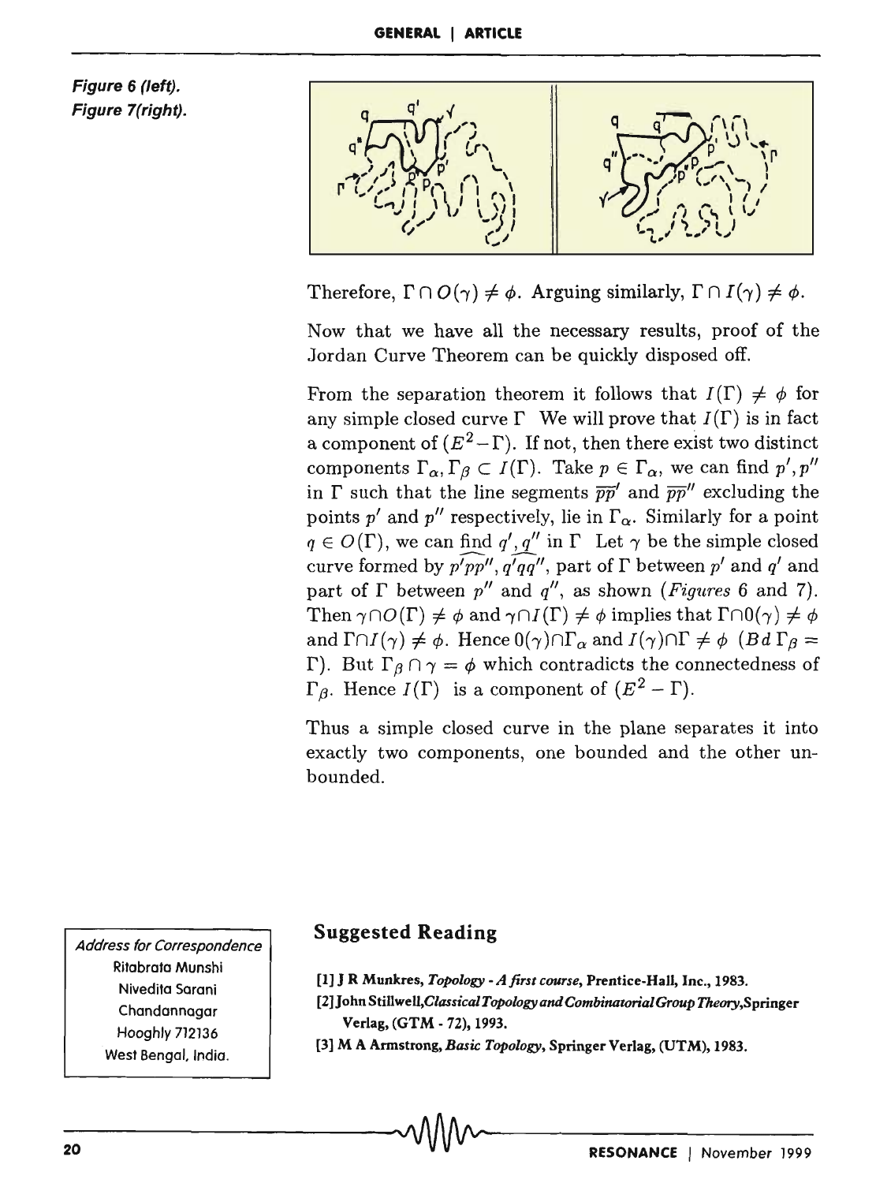Figure 6 (left).
Figure 7(right).

Therefore, $\Gamma \cap O(\gamma) \neq \phi$. Arguing similarly, $\Gamma \cap I(\gamma) \neq \phi$.

Now that we have all the necessary results, proof of the Jordan Curve Theorem can be quickly disposed off.

From the separation theorem it follows that $I(\Gamma) \neq \phi$ for any simple closed curve $\Gamma$ We will prove that $I(\Gamma)$ is in fact a component of $(E^2 - \Gamma)$. If not, then there exist two distinct components $\Gamma_\alpha, \Gamma_\beta \subset I(\Gamma)$. Take $p \in \Gamma_\alpha$, we can find $p', p''$ in $\Gamma$ such that the line segments $\overline{pp'}$ and $\overline{pp''}$ excluding the points $p'$ and $p''$ respectively, lie in $\Gamma_\alpha$. Similarly for a point $q \in O(\Gamma)$, we can find $q', q''$ in $\Gamma$ Let $\gamma$ be the simple closed curve formed by $\widehat{p'pp''}, \widehat{q'qq''}$, part of $\Gamma$ between $p'$ and $q'$ and part of $\Gamma$ between $p''$ and $q''$, as shown (*Figures* 6 and 7). Then $\gamma \cap O(\Gamma) \neq \phi$ and $\gamma \cap I(\Gamma) \neq \phi$ implies that $\Gamma \cap 0(\gamma) \neq \phi$ and $\Gamma \cap I(\gamma) \neq \phi$. Hence $0(\gamma) \cap \Gamma_\alpha$ and $I(\gamma) \cap \Gamma \neq \phi$ $(Bd\, \Gamma_\beta = \Gamma)$. But $\Gamma_\beta \cap \gamma = \phi$ which contradicts the connectedness of $\Gamma_\beta$. Hence $I(\Gamma)$ is a component of $(E^2 - \Gamma)$.

Thus a simple closed curve in the plane separates it into exactly two components, one bounded and the other unbounded.

*Address for Correspondence*
Ritabrata Munshi
Nivedita Sarani
Chandannagar
Hooghly 712136
West Bengal, India.

## Suggested Reading

[1] J R Munkres, *Topology - A first course*, Prentice-Hall, Inc., 1983.

[2] John Stillwell, *Classical Topology and Combinatorial Group Theory*, Springer Verlag, (GTM - 72), 1993.

[3] M A Armstrong, *Basic Topology*, Springer Verlag, (UTM), 1983.